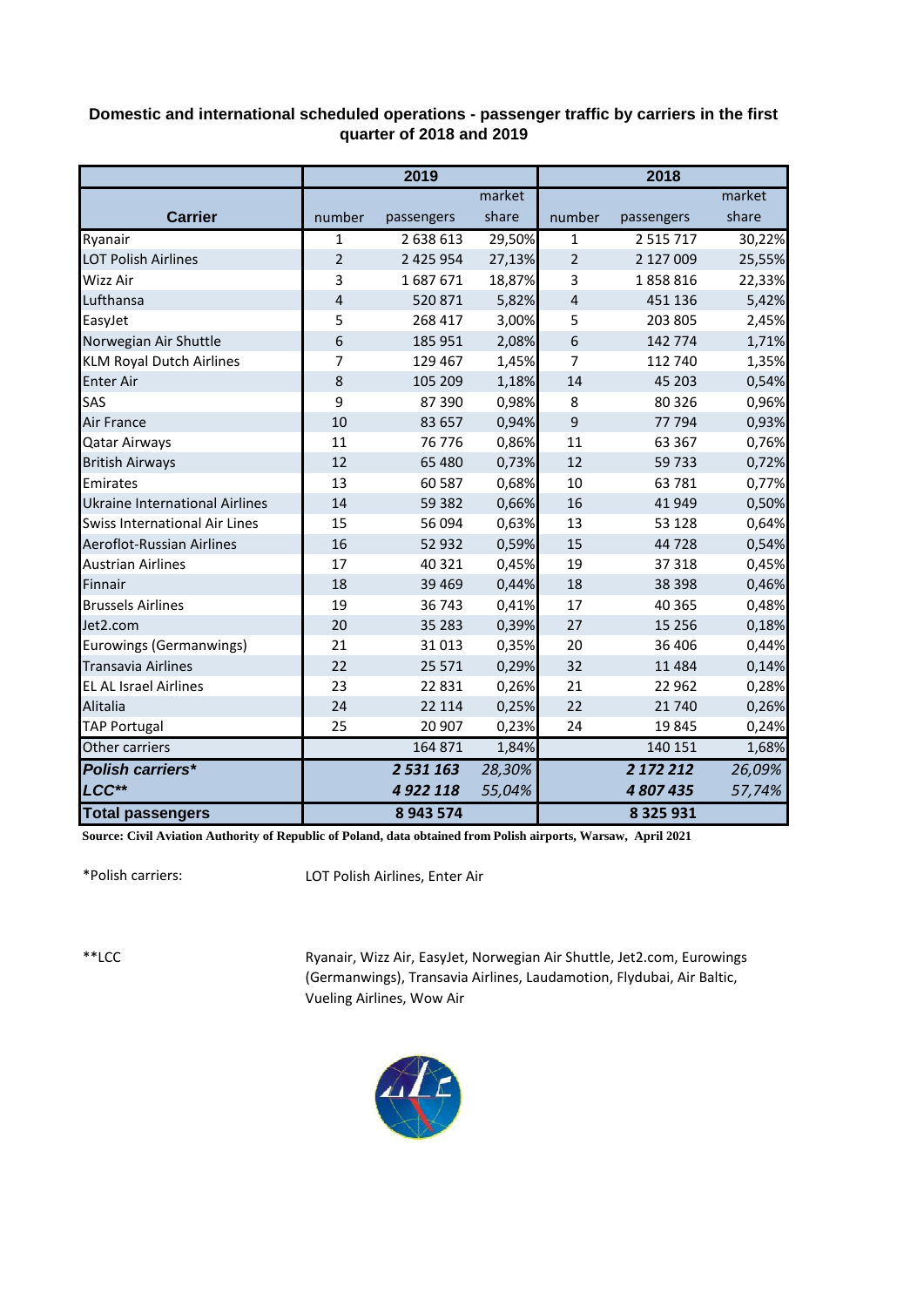## Domestic and international scheduled operations - passenger traffic by carriers in the first quarter of 2018 and 2019

| Carrier | 2019 | | | 2018 | | |
|---|---|---|---|---|---|---|
| | number | passengers | market share | number | passengers | market share |
| Ryanair | 1 | 2 638 613 | 29,50% | 1 | 2 515 717 | 30,22% |
| LOT Polish Airlines | 2 | 2 425 954 | 27,13% | 2 | 2 127 009 | 25,55% |
| Wizz Air | 3 | 1 687 671 | 18,87% | 3 | 1 858 816 | 22,33% |
| Lufthansa | 4 | 520 871 | 5,82% | 4 | 451 136 | 5,42% |
| EasyJet | 5 | 268 417 | 3,00% | 5 | 203 805 | 2,45% |
| Norwegian Air Shuttle | 6 | 185 951 | 2,08% | 6 | 142 774 | 1,71% |
| KLM Royal Dutch Airlines | 7 | 129 467 | 1,45% | 7 | 112 740 | 1,35% |
| Enter Air | 8 | 105 209 | 1,18% | 14 | 45 203 | 0,54% |
| SAS | 9 | 87 390 | 0,98% | 8 | 80 326 | 0,96% |
| Air France | 10 | 83 657 | 0,94% | 9 | 77 794 | 0,93% |
| Qatar Airways | 11 | 76 776 | 0,86% | 11 | 63 367 | 0,76% |
| British Airways | 12 | 65 480 | 0,73% | 12 | 59 733 | 0,72% |
| Emirates | 13 | 60 587 | 0,68% | 10 | 63 781 | 0,77% |
| Ukraine International Airlines | 14 | 59 382 | 0,66% | 16 | 41 949 | 0,50% |
| Swiss International Air Lines | 15 | 56 094 | 0,63% | 13 | 53 128 | 0,64% |
| Aeroflot-Russian Airlines | 16 | 52 932 | 0,59% | 15 | 44 728 | 0,54% |
| Austrian Airlines | 17 | 40 321 | 0,45% | 19 | 37 318 | 0,45% |
| Finnair | 18 | 39 469 | 0,44% | 18 | 38 398 | 0,46% |
| Brussels Airlines | 19 | 36 743 | 0,41% | 17 | 40 365 | 0,48% |
| Jet2.com | 20 | 35 283 | 0,39% | 27 | 15 256 | 0,18% |
| Eurowings (Germanwings) | 21 | 31 013 | 0,35% | 20 | 36 406 | 0,44% |
| Transavia Airlines | 22 | 25 571 | 0,29% | 32 | 11 484 | 0,14% |
| EL AL Israel Airlines | 23 | 22 831 | 0,26% | 21 | 22 962 | 0,28% |
| Alitalia | 24 | 22 114 | 0,25% | 22 | 21 740 | 0,26% |
| TAP Portugal | 25 | 20 907 | 0,23% | 24 | 19 845 | 0,24% |
| Other carriers | | 164 871 | 1,84% | | 140 151 | 1,68% |
| ***Polish carriers**** | | ***2 531 163*** | *28,30%* | | ***2 172 212*** | *26,09%* |
| ***LCC***** | | ***4 922 118*** | *55,04%* | | ***4 807 435*** | *57,74%* |
| **Total passengers** | | **8 943 574** | | | **8 325 931** | |

**Source: Civil Aviation Authority of Republic of Poland, data obtained from Polish airports, Warsaw, April 2021**

*Polish carriers: LOT Polish Airlines, Enter Air

**LCC Ryanair, Wizz Air, EasyJet, Norwegian Air Shuttle, Jet2.com, Eurowings (Germanwings), Transavia Airlines, Laudamotion, Flydubai, Air Baltic, Vueling Airlines, Wow Air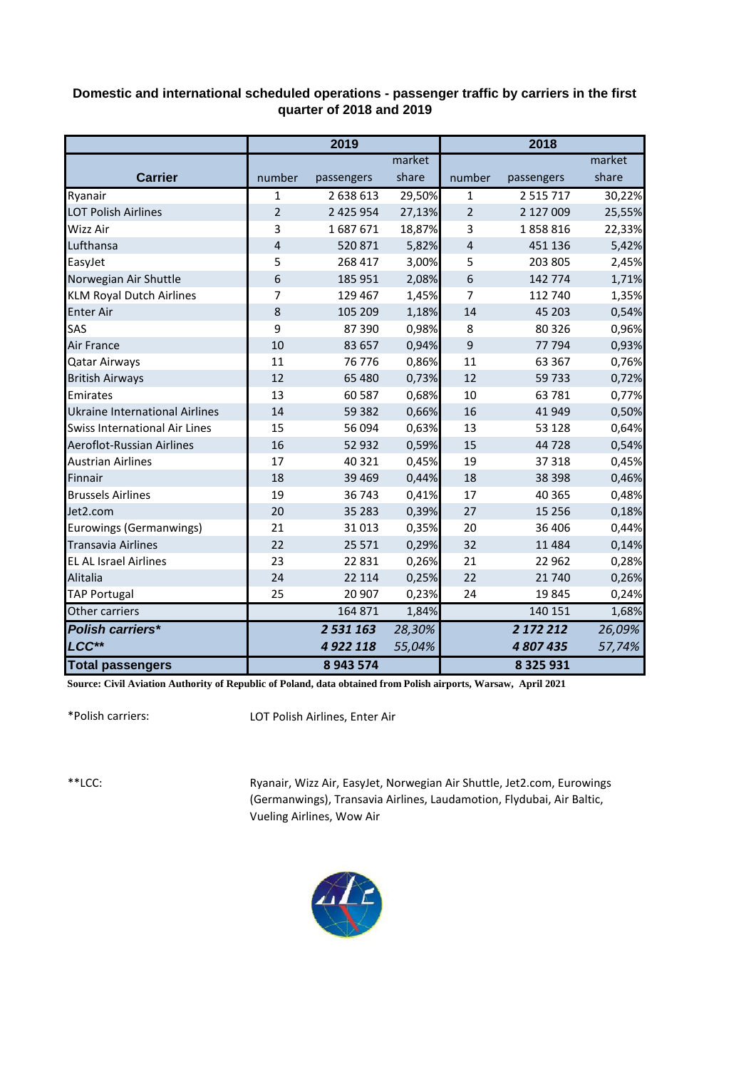# Domestic and international scheduled operations - passenger traffic by carriers in the first quarter of 2018 and 2019

| Carrier | 2019 | | | 2018 | | |
|---|---|---|---|---|---|---|
| | number | passengers | market share | number | passengers | market share |
| Ryanair | 1 | 2 638 613 | 29,50% | 1 | 2 515 717 | 30,22% |
| LOT Polish Airlines | 2 | 2 425 954 | 27,13% | 2 | 2 127 009 | 25,55% |
| Wizz Air | 3 | 1 687 671 | 18,87% | 3 | 1 858 816 | 22,33% |
| Lufthansa | 4 | 520 871 | 5,82% | 4 | 451 136 | 5,42% |
| EasyJet | 5 | 268 417 | 3,00% | 5 | 203 805 | 2,45% |
| Norwegian Air Shuttle | 6 | 185 951 | 2,08% | 6 | 142 774 | 1,71% |
| KLM Royal Dutch Airlines | 7 | 129 467 | 1,45% | 7 | 112 740 | 1,35% |
| Enter Air | 8 | 105 209 | 1,18% | 14 | 45 203 | 0,54% |
| SAS | 9 | 87 390 | 0,98% | 8 | 80 326 | 0,96% |
| Air France | 10 | 83 657 | 0,94% | 9 | 77 794 | 0,93% |
| Qatar Airways | 11 | 76 776 | 0,86% | 11 | 63 367 | 0,76% |
| British Airways | 12 | 65 480 | 0,73% | 12 | 59 733 | 0,72% |
| Emirates | 13 | 60 587 | 0,68% | 10 | 63 781 | 0,77% |
| Ukraine International Airlines | 14 | 59 382 | 0,66% | 16 | 41 949 | 0,50% |
| Swiss International Air Lines | 15 | 56 094 | 0,63% | 13 | 53 128 | 0,64% |
| Aeroflot-Russian Airlines | 16 | 52 932 | 0,59% | 15 | 44 728 | 0,54% |
| Austrian Airlines | 17 | 40 321 | 0,45% | 19 | 37 318 | 0,45% |
| Finnair | 18 | 39 469 | 0,44% | 18 | 38 398 | 0,46% |
| Brussels Airlines | 19 | 36 743 | 0,41% | 17 | 40 365 | 0,48% |
| Jet2.com | 20 | 35 283 | 0,39% | 27 | 15 256 | 0,18% |
| Eurowings (Germanwings) | 21 | 31 013 | 0,35% | 20 | 36 406 | 0,44% |
| Transavia Airlines | 22 | 25 571 | 0,29% | 32 | 11 484 | 0,14% |
| EL AL Israel Airlines | 23 | 22 831 | 0,26% | 21 | 22 962 | 0,28% |
| Alitalia | 24 | 22 114 | 0,25% | 22 | 21 740 | 0,26% |
| TAP Portugal | 25 | 20 907 | 0,23% | 24 | 19 845 | 0,24% |
| Other carriers | | 164 871 | 1,84% | | 140 151 | 1,68% |
| ***Polish carriers**** | | ***2 531 163*** | *28,30%* | | ***2 172 212*** | *26,09%* |
| ***LCC***** | | ***4 922 118*** | *55,04%* | | ***4 807 435*** | *57,74%* |
| **Total passengers** | | **8 943 574** | | | **8 325 931** | |

**Source: Civil Aviation Authority of Republic of Poland, data obtained from Polish airports, Warsaw, April 2021**

*Polish carriers: LOT Polish Airlines, Enter Air

**LCC: Ryanair, Wizz Air, EasyJet, Norwegian Air Shuttle, Jet2.com, Eurowings (Germanwings), Transavia Airlines, Laudamotion, Flydubai, Air Baltic, Vueling Airlines, Wow Air